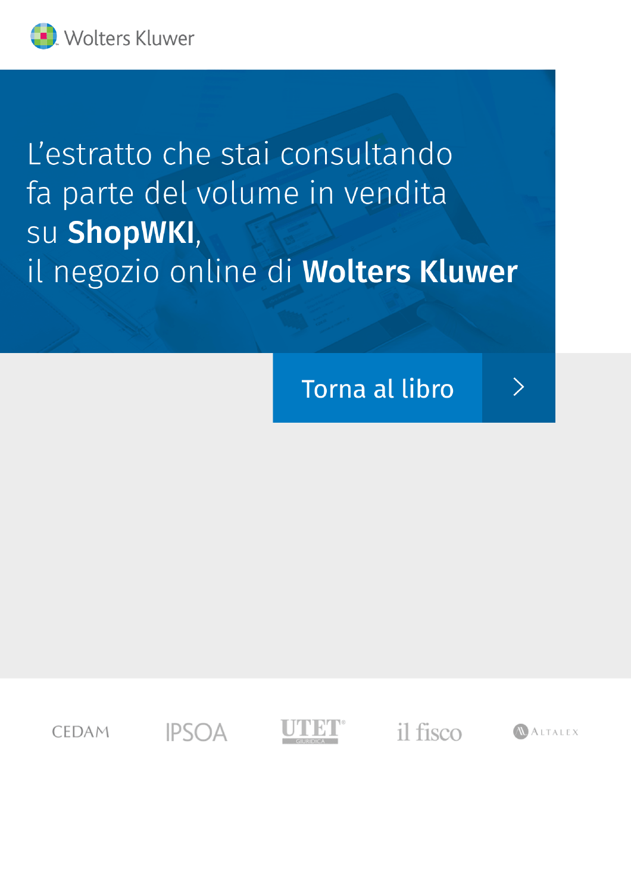Wolters Kluwer

L'estratto che stai consultando fa parte del volume in vendita su **ShopWKI**, il negozio online di **Wolters Kluwer**

Torna al libro

CEDAM IPSOA UTET GIURIDICA il fisco ALTALEX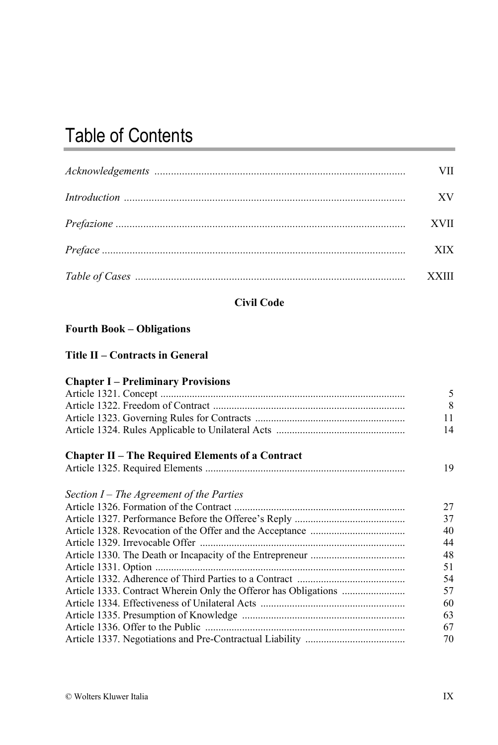# Table of Contents

| | |
|---|---|
| *Acknowledgements* | VII |
| *Introduction* | XV |
| *Prefazione* | XVII |
| *Preface* | XIX |
| *Table of Cases* | XXIII |

**Civil Code**

**Fourth Book – Obligations**

**Title II – Contracts in General**

**Chapter I – Preliminary Provisions**

| | |
|---|---|
| Article 1321. Concept | 5 |
| Article 1322. Freedom of Contract | 8 |
| Article 1323. Governing Rules for Contracts | 11 |
| Article 1324. Rules Applicable to Unilateral Acts | 14 |

**Chapter II – The Required Elements of a Contract**

| | |
|---|---|
| Article 1325. Required Elements | 19 |

*Section I – The Agreement of the Parties*

| | |
|---|---|
| Article 1326. Formation of the Contract | 27 |
| Article 1327. Performance Before the Offeree's Reply | 37 |
| Article 1328. Revocation of the Offer and the Acceptance | 40 |
| Article 1329. Irrevocable Offer | 44 |
| Article 1330. The Death or Incapacity of the Entrepreneur | 48 |
| Article 1331. Option | 51 |
| Article 1332. Adherence of Third Parties to a Contract | 54 |
| Article 1333. Contract Wherein Only the Offeror has Obligations | 57 |
| Article 1334. Effectiveness of Unilateral Acts | 60 |
| Article 1335. Presumption of Knowledge | 63 |
| Article 1336. Offer to the Public | 67 |
| Article 1337. Negotiations and Pre-Contractual Liability | 70 |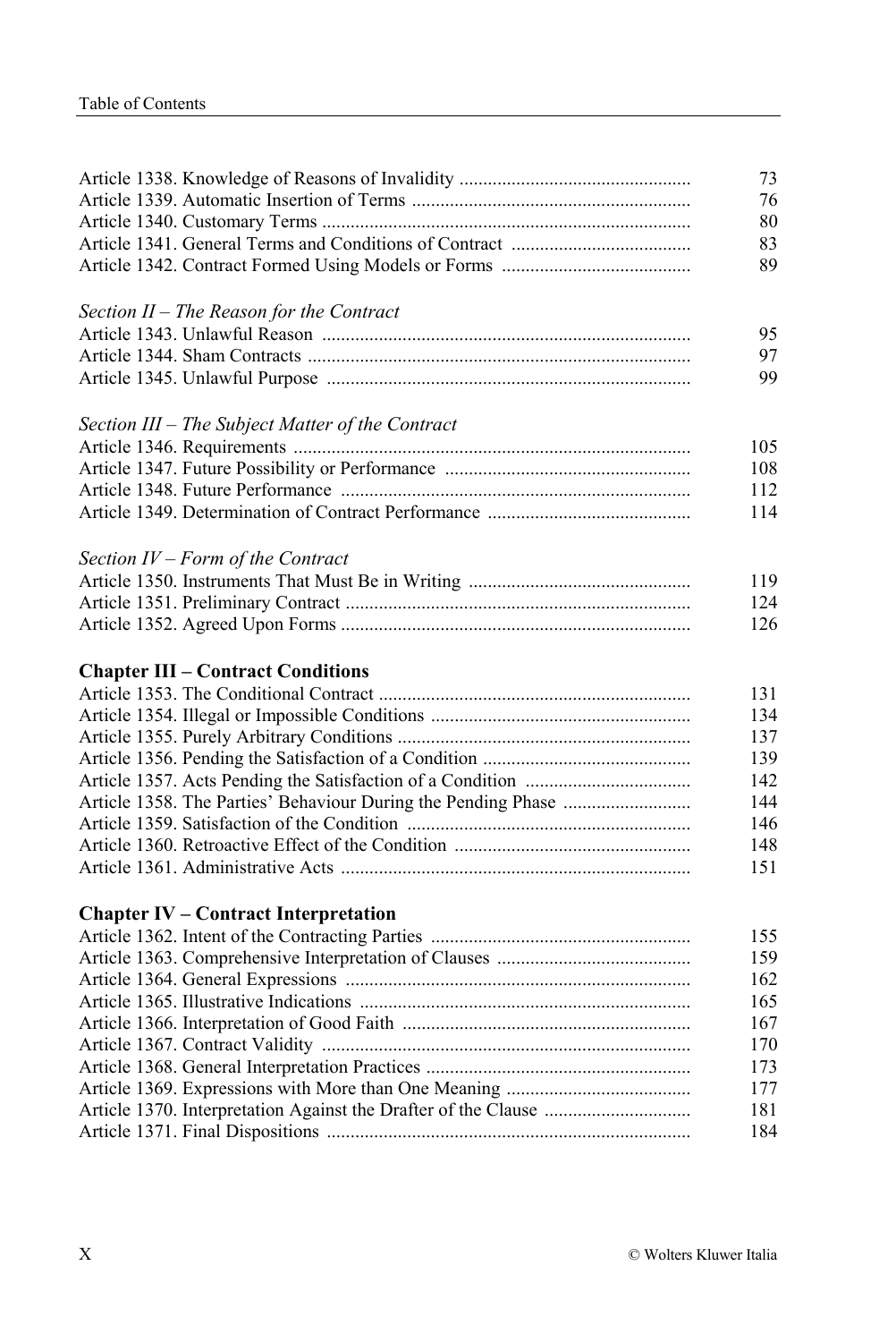Article 1338. Knowledge of Reasons of Invalidity ................................................ 73
Article 1339. Automatic Insertion of Terms .......................................................... 76
Article 1340. Customary Terms ............................................................................. 80
Article 1341. General Terms and Conditions of Contract ...................................... 83
Article 1342. Contract Formed Using Models or Forms ........................................ 89

*Section II – The Reason for the Contract*

Article 1343. Unlawful Reason ............................................................................. 95
Article 1344. Sham Contracts ................................................................................ 97
Article 1345. Unlawful Purpose ............................................................................ 99

*Section III – The Subject Matter of the Contract*

Article 1346. Requirements ................................................................................... 105
Article 1347. Future Possibility or Performance .................................................... 108
Article 1348. Future Performance ......................................................................... 112
Article 1349. Determination of Contract Performance .......................................... 114

*Section IV – Form of the Contract*

Article 1350. Instruments That Must Be in Writing ............................................... 119
Article 1351. Preliminary Contract ........................................................................ 124
Article 1352. Agreed Upon Forms ......................................................................... 126

**Chapter III – Contract Conditions**

Article 1353. The Conditional Contract ................................................................. 131
Article 1354. Illegal or Impossible Conditions ...................................................... 134
Article 1355. Purely Arbitrary Conditions ............................................................. 137
Article 1356. Pending the Satisfaction of a Condition ........................................... 139
Article 1357. Acts Pending the Satisfaction of a Condition .................................. 142
Article 1358. The Parties' Behaviour During the Pending Phase .......................... 144
Article 1359. Satisfaction of the Condition ........................................................... 146
Article 1360. Retroactive Effect of the Condition ................................................. 148
Article 1361. Administrative Acts ......................................................................... 151

**Chapter IV – Contract Interpretation**

Article 1362. Intent of the Contracting Parties ...................................................... 155
Article 1363. Comprehensive Interpretation of Clauses ........................................ 159
Article 1364. General Expressions ........................................................................ 162
Article 1365. Illustrative Indications ..................................................................... 165
Article 1366. Interpretation of Good Faith ............................................................ 167
Article 1367. Contract Validity ............................................................................. 170
Article 1368. General Interpretation Practices ....................................................... 173
Article 1369. Expressions with More than One Meaning ...................................... 177
Article 1370. Interpretation Against the Drafter of the Clause .............................. 181
Article 1371. Final Dispositions ............................................................................ 184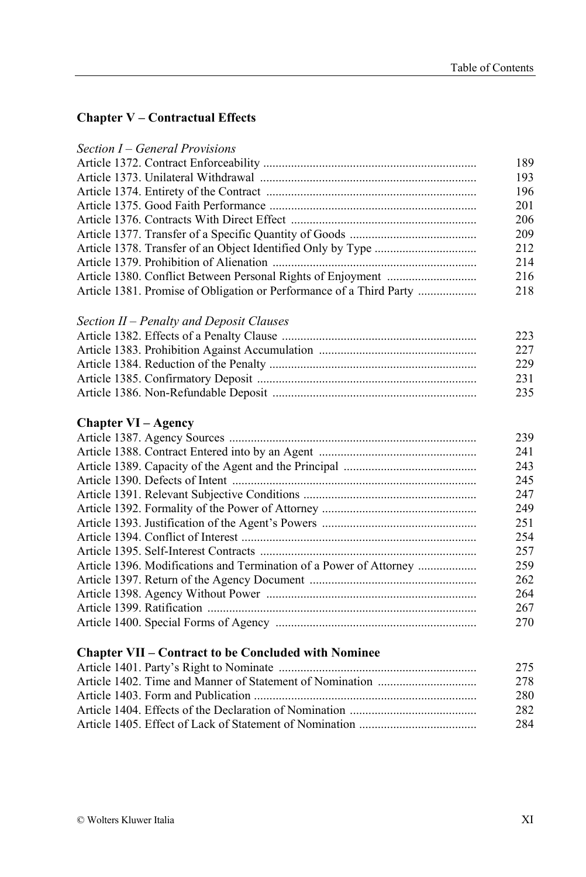## Chapter V – Contractual Effects

*Section I – General Provisions*

| | |
|---|---|
| Article 1372. Contract Enforceability | 189 |
| Article 1373. Unilateral Withdrawal | 193 |
| Article 1374. Entirety of the Contract | 196 |
| Article 1375. Good Faith Performance | 201 |
| Article 1376. Contracts With Direct Effect | 206 |
| Article 1377. Transfer of a Specific Quantity of Goods | 209 |
| Article 1378. Transfer of an Object Identified Only by Type | 212 |
| Article 1379. Prohibition of Alienation | 214 |
| Article 1380. Conflict Between Personal Rights of Enjoyment | 216 |
| Article 1381. Promise of Obligation or Performance of a Third Party | 218 |

*Section II – Penalty and Deposit Clauses*

| | |
|---|---|
| Article 1382. Effects of a Penalty Clause | 223 |
| Article 1383. Prohibition Against Accumulation | 227 |
| Article 1384. Reduction of the Penalty | 229 |
| Article 1385. Confirmatory Deposit | 231 |
| Article 1386. Non-Refundable Deposit | 235 |

## Chapter VI – Agency

| | |
|---|---|
| Article 1387. Agency Sources | 239 |
| Article 1388. Contract Entered into by an Agent | 241 |
| Article 1389. Capacity of the Agent and the Principal | 243 |
| Article 1390. Defects of Intent | 245 |
| Article 1391. Relevant Subjective Conditions | 247 |
| Article 1392. Formality of the Power of Attorney | 249 |
| Article 1393. Justification of the Agent's Powers | 251 |
| Article 1394. Conflict of Interest | 254 |
| Article 1395. Self-Interest Contracts | 257 |
| Article 1396. Modifications and Termination of a Power of Attorney | 259 |
| Article 1397. Return of the Agency Document | 262 |
| Article 1398. Agency Without Power | 264 |
| Article 1399. Ratification | 267 |
| Article 1400. Special Forms of Agency | 270 |

## Chapter VII – Contract to be Concluded with Nominee

| | |
|---|---|
| Article 1401. Party's Right to Nominate | 275 |
| Article 1402. Time and Manner of Statement of Nomination | 278 |
| Article 1403. Form and Publication | 280 |
| Article 1404. Effects of the Declaration of Nomination | 282 |
| Article 1405. Effect of Lack of Statement of Nomination | 284 |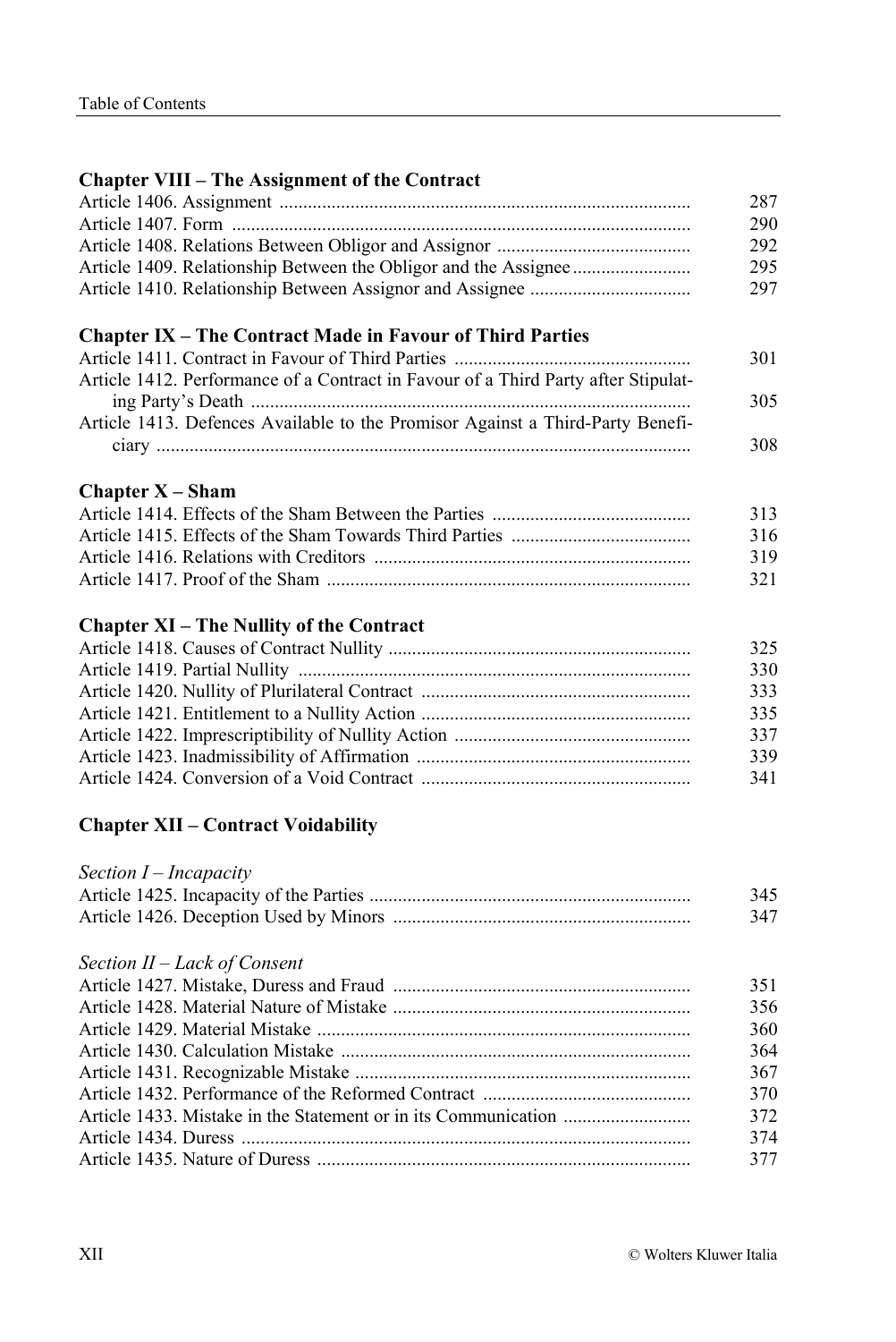## Chapter VIII – The Assignment of the Contract

| | |
|---|---|
| Article 1406. Assignment | 287 |
| Article 1407. Form | 290 |
| Article 1408. Relations Between Obligor and Assignor | 292 |
| Article 1409. Relationship Between the Obligor and the Assignee | 295 |
| Article 1410. Relationship Between Assignor and Assignee | 297 |

## Chapter IX – The Contract Made in Favour of Third Parties

| | |
|---|---|
| Article 1411. Contract in Favour of Third Parties | 301 |
| Article 1412. Performance of a Contract in Favour of a Third Party after Stipulating Party's Death | 305 |
| Article 1413. Defences Available to the Promisor Against a Third-Party Beneficiary | 308 |

## Chapter X – Sham

| | |
|---|---|
| Article 1414. Effects of the Sham Between the Parties | 313 |
| Article 1415. Effects of the Sham Towards Third Parties | 316 |
| Article 1416. Relations with Creditors | 319 |
| Article 1417. Proof of the Sham | 321 |

## Chapter XI – The Nullity of the Contract

| | |
|---|---|
| Article 1418. Causes of Contract Nullity | 325 |
| Article 1419. Partial Nullity | 330 |
| Article 1420. Nullity of Plurilateral Contract | 333 |
| Article 1421. Entitlement to a Nullity Action | 335 |
| Article 1422. Imprescriptibility of Nullity Action | 337 |
| Article 1423. Inadmissibility of Affirmation | 339 |
| Article 1424. Conversion of a Void Contract | 341 |

## Chapter XII – Contract Voidability

### *Section I – Incapacity*

| | |
|---|---|
| Article 1425. Incapacity of the Parties | 345 |
| Article 1426. Deception Used by Minors | 347 |

### *Section II – Lack of Consent*

| | |
|---|---|
| Article 1427. Mistake, Duress and Fraud | 351 |
| Article 1428. Material Nature of Mistake | 356 |
| Article 1429. Material Mistake | 360 |
| Article 1430. Calculation Mistake | 364 |
| Article 1431. Recognizable Mistake | 367 |
| Article 1432. Performance of the Reformed Contract | 370 |
| Article 1433. Mistake in the Statement or in its Communication | 372 |
| Article 1434. Duress | 374 |
| Article 1435. Nature of Duress | 377 |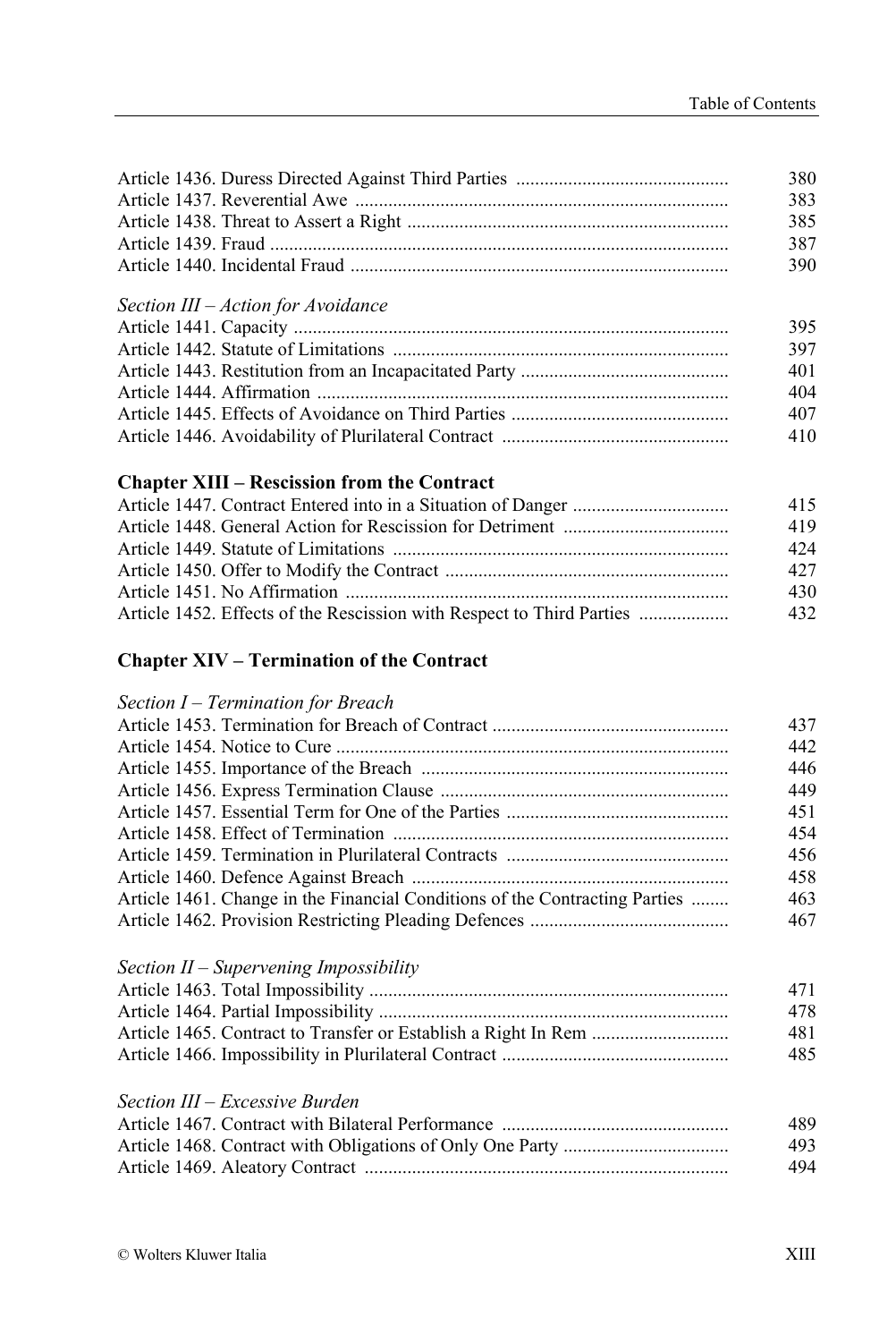Article 1436. Duress Directed Against Third Parties ............................................ 380
Article 1437. Reverential Awe .............................................................................. 383
Article 1438. Threat to Assert a Right ................................................................... 385
Article 1439. Fraud ................................................................................................ 387
Article 1440. Incidental Fraud ............................................................................... 390

*Section III – Action for Avoidance*

Article 1441. Capacity ........................................................................................... 395
Article 1442. Statute of Limitations ...................................................................... 397
Article 1443. Restitution from an Incapacitated Party ........................................... 401
Article 1444. Affirmation ...................................................................................... 404
Article 1445. Effects of Avoidance on Third Parties ............................................. 407
Article 1446. Avoidability of Plurilateral Contract ............................................... 410

**Chapter XIII – Rescission from the Contract**

Article 1447. Contract Entered into in a Situation of Danger ................................ 415
Article 1448. General Action for Rescission for Detriment .................................. 419
Article 1449. Statute of Limitations ...................................................................... 424
Article 1450. Offer to Modify the Contract ........................................................... 427
Article 1451. No Affirmation ................................................................................ 430
Article 1452. Effects of the Rescission with Respect to Third Parties .................. 432

**Chapter XIV – Termination of the Contract**

*Section I – Termination for Breach*

Article 1453. Termination for Breach of Contract ................................................. 437
Article 1454. Notice to Cure .................................................................................. 442
Article 1455. Importance of the Breach ................................................................ 446
Article 1456. Express Termination Clause ............................................................ 449
Article 1457. Essential Term for One of the Parties .............................................. 451
Article 1458. Effect of Termination ...................................................................... 454
Article 1459. Termination in Plurilateral Contracts .............................................. 456
Article 1460. Defence Against Breach .................................................................. 458
Article 1461. Change in the Financial Conditions of the Contracting Parties ........ 463
Article 1462. Provision Restricting Pleading Defences ......................................... 467

*Section II – Supervening Impossibility*

Article 1463. Total Impossibility ........................................................................... 471
Article 1464. Partial Impossibility ......................................................................... 478
Article 1465. Contract to Transfer or Establish a Right In Rem ............................ 481
Article 1466. Impossibility in Plurilateral Contract ............................................... 485

*Section III – Excessive Burden*

Article 1467. Contract with Bilateral Performance ............................................... 489
Article 1468. Contract with Obligations of Only One Party .................................. 493
Article 1469. Aleatory Contract ............................................................................ 494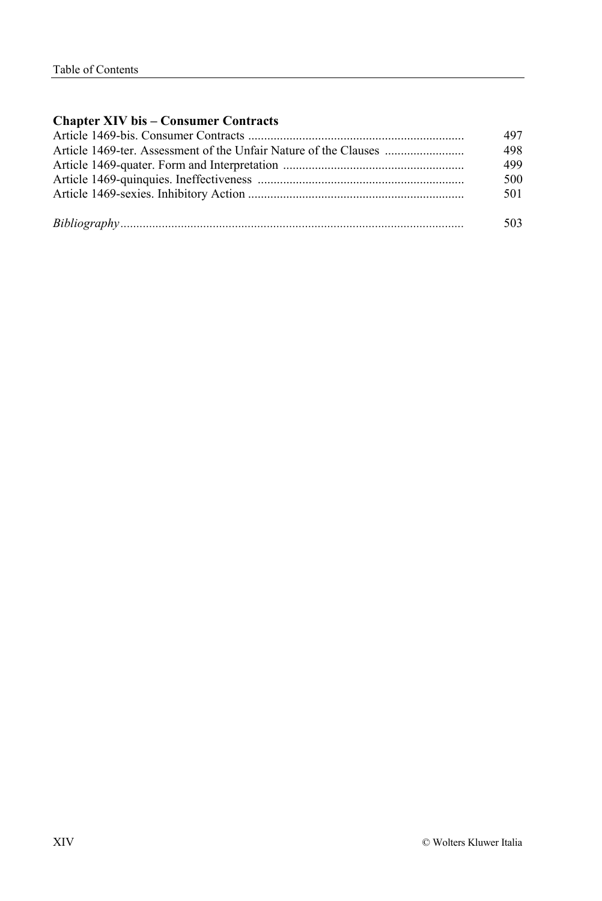**Chapter XIV bis – Consumer Contracts**

Article 1469-bis. Consumer Contracts .................................................................... 497
Article 1469-ter. Assessment of the Unfair Nature of the Clauses ......................... 498
Article 1469-quater. Form and Interpretation ......................................................... 499
Article 1469-quinquies. Ineffectiveness ................................................................. 500
Article 1469-sexies. Inhibitory Action .................................................................... 501

*Bibliography* ........................................................................................................... 503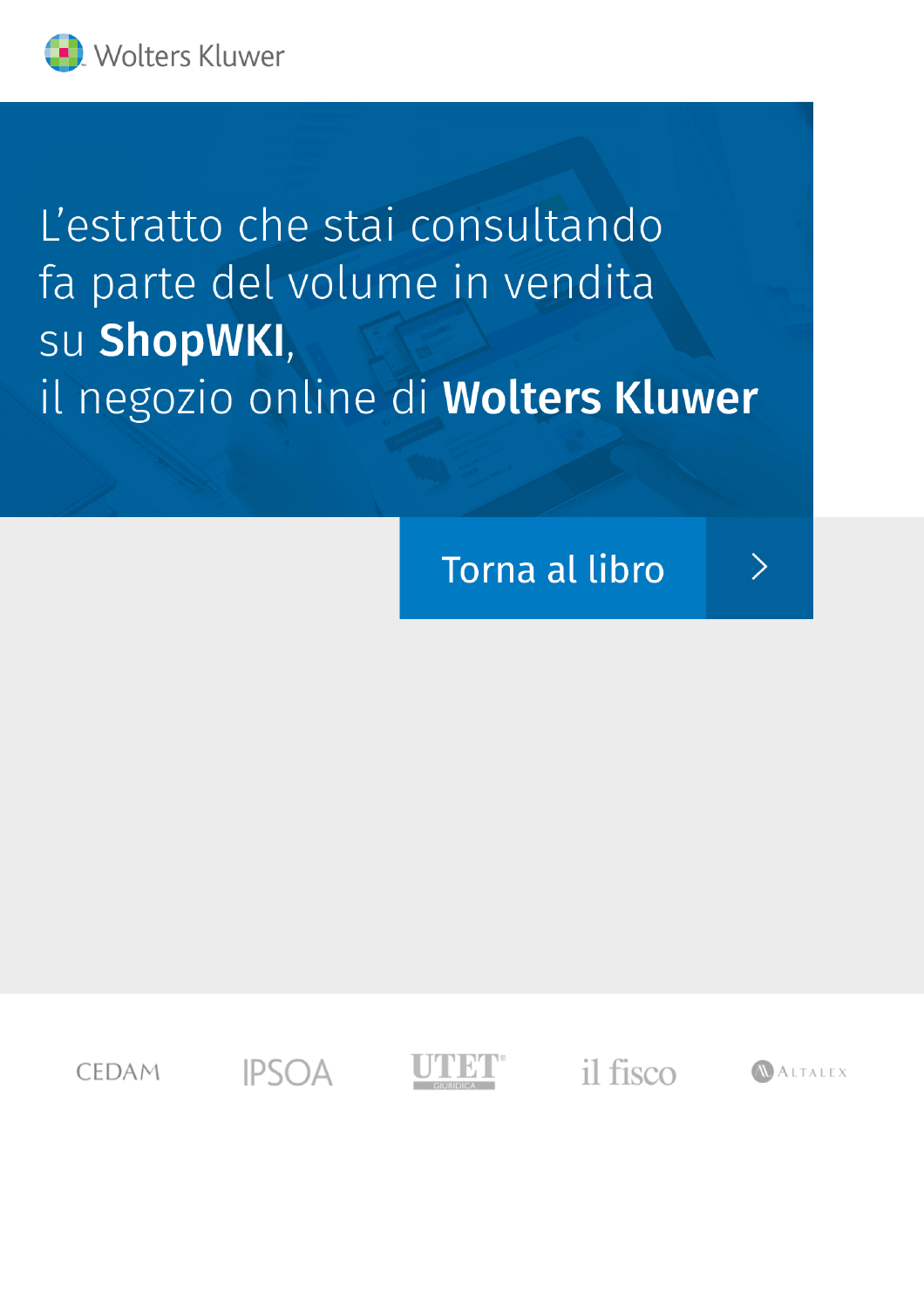Wolters Kluwer

L'estratto che stai consultando fa parte del volume in vendita su **ShopWKI**, il negozio online di **Wolters Kluwer**

Torna al libro

CEDAM IPSOA UTET GIURIDICA il fisco ALTALEX